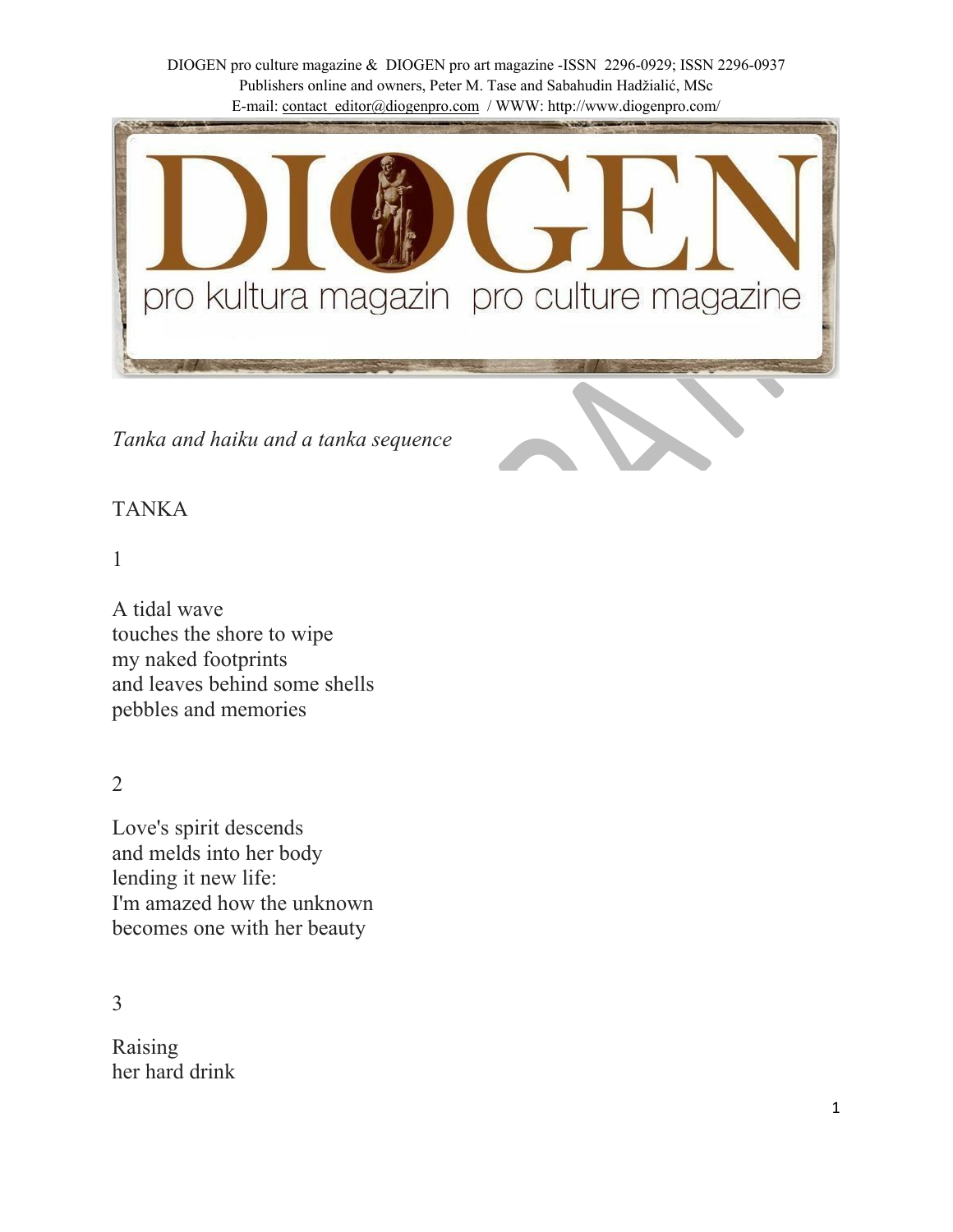*Tanka and haiku and a tanka sequence*

TANKA

1

A tidal wave  
touches the shore to wipe  
my naked footprints  
and leaves behind some shells  
pebbles and memories

2

Love's spirit descends  
and melds into her body  
lending it new life:  
I'm amazed how the unknown  
becomes one with her beauty

3

Raising  
her hard drink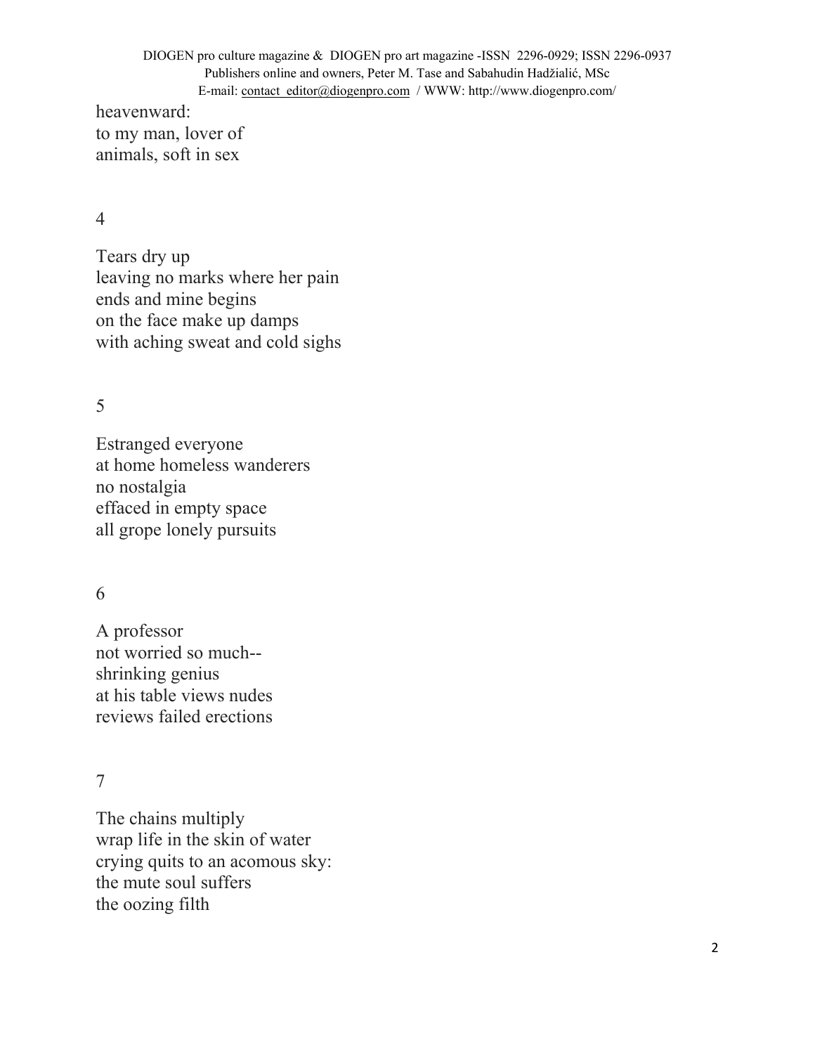heavenward:  
to my man, lover of  
animals, soft in sex

4

Tears dry up  
leaving no marks where her pain  
ends and mine begins  
on the face make up damps  
with aching sweat and cold sighs

5

Estranged everyone  
at home homeless wanderers  
no nostalgia  
effaced in empty space  
all grope lonely pursuits

6

A professor  
not worried so much--  
shrinking genius  
at his table views nudes  
reviews failed erections

7

The chains multiply  
wrap life in the skin of water  
crying quits to an acomous sky:  
the mute soul suffers  
the oozing filth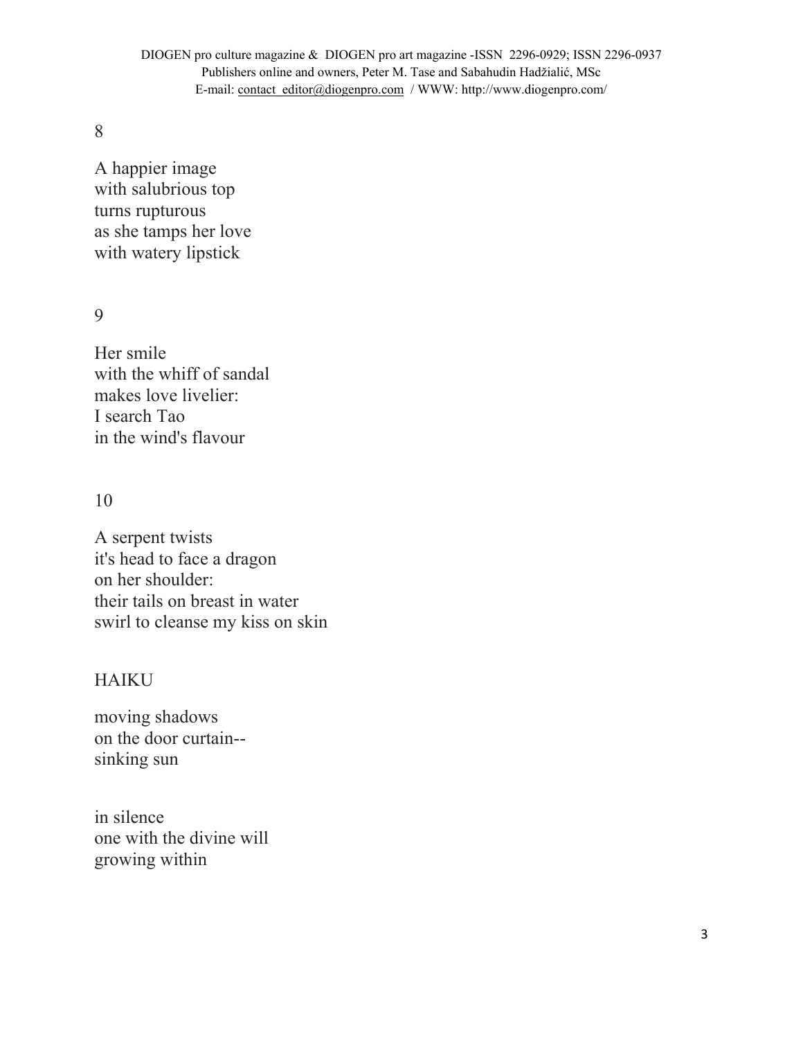8

A happier image  
with salubrious top  
turns rupturous  
as she tamps her love  
with watery lipstick

9

Her smile  
with the whiff of sandal  
makes love livelier:  
I search Tao  
in the wind's flavour

10

A serpent twists  
it's head to face a dragon  
on her shoulder:  
their tails on breast in water  
swirl to cleanse my kiss on skin

HAIKU

moving shadows  
on the door curtain--  
sinking sun

in silence  
one with the divine will  
growing within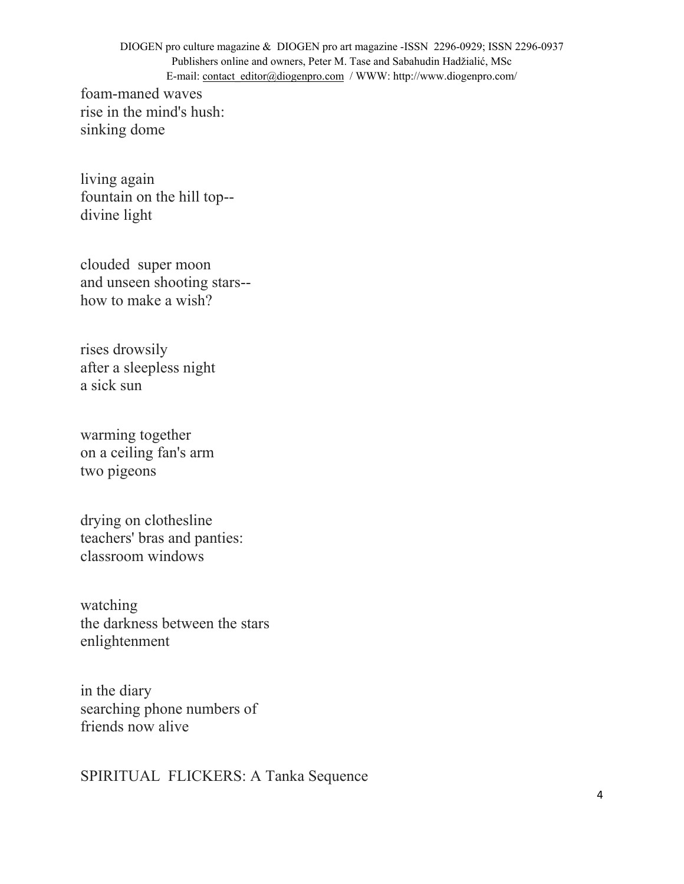foam-maned waves
rise in the mind's hush:
sinking dome

living again
fountain on the hill top--
divine light

clouded  super moon
and unseen shooting stars--
how to make a wish?

rises drowsily
after a sleepless night
a sick sun

warming together
on a ceiling fan's arm
two pigeons

drying on clothesline
teachers' bras and panties:
classroom windows

watching
the darkness between the stars
enlightenment

in the diary
searching phone numbers of
friends now alive

SPIRITUAL  FLICKERS: A Tanka Sequence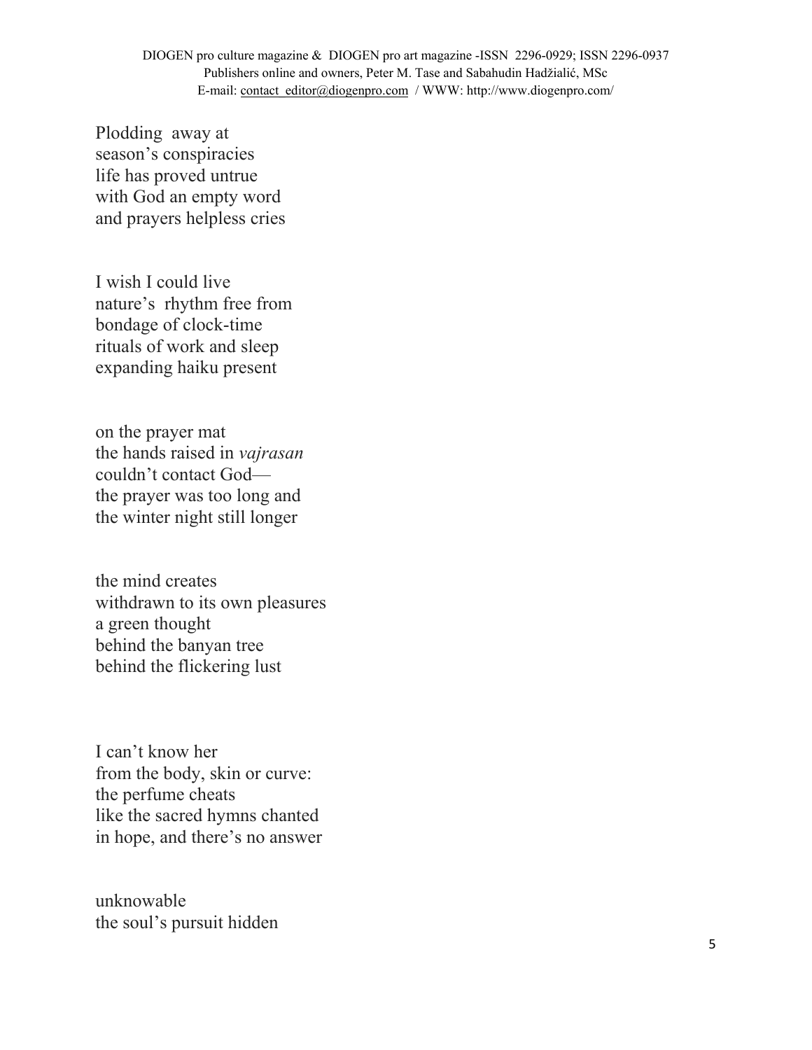Plodding away at
season's conspiracies
life has proved untrue
with God an empty word
and prayers helpless cries

I wish I could live
nature's rhythm free from
bondage of clock-time
rituals of work and sleep
expanding haiku present

on the prayer mat
the hands raised in *vajrasan*
couldn't contact God—
the prayer was too long and
the winter night still longer

the mind creates
withdrawn to its own pleasures
a green thought
behind the banyan tree
behind the flickering lust

I can't know her
from the body, skin or curve:
the perfume cheats
like the sacred hymns chanted
in hope, and there's no answer

unknowable
the soul's pursuit hidden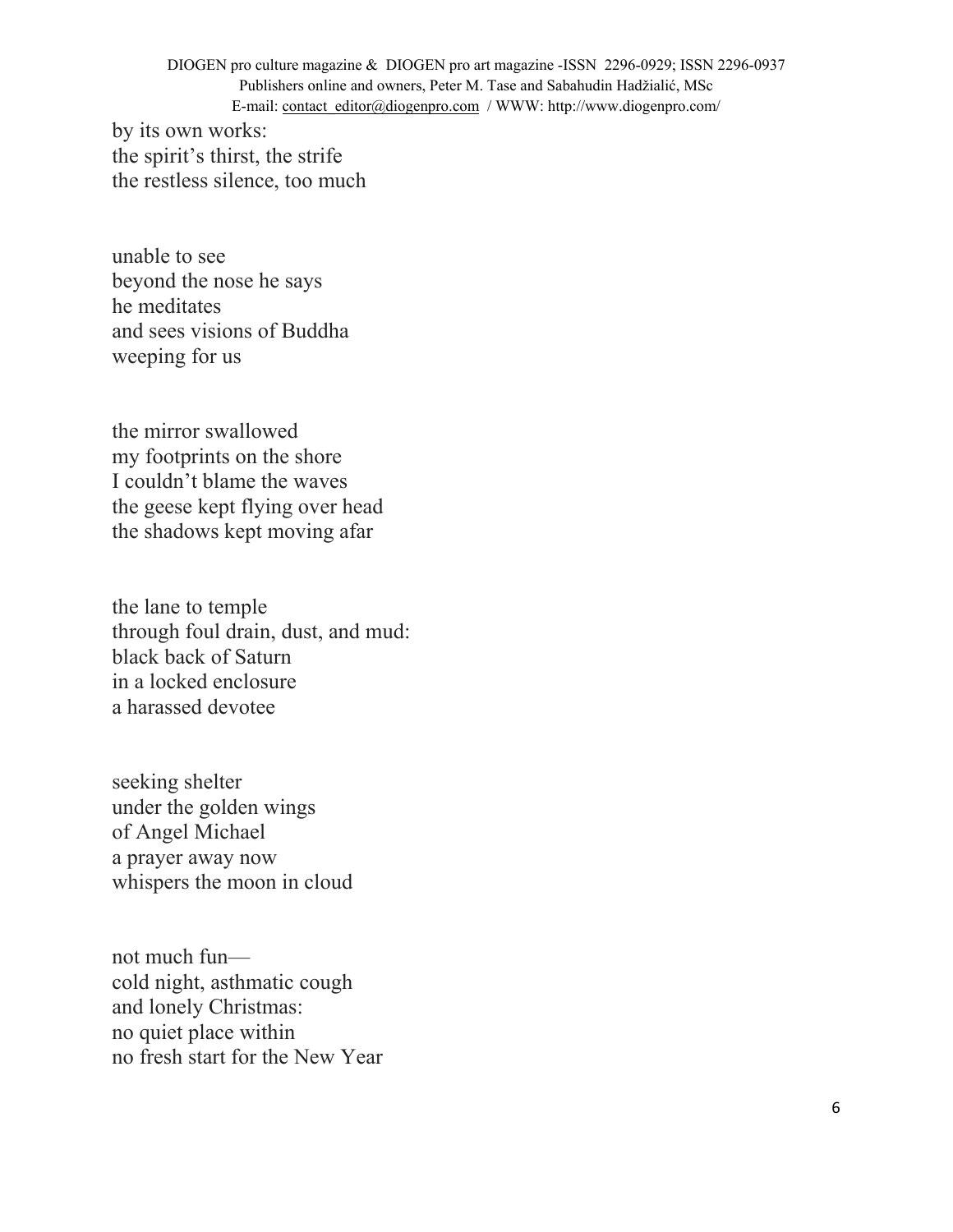by its own works:  
the spirit's thirst, the strife  
the restless silence, too much

unable to see  
beyond the nose he says  
he meditates  
and sees visions of Buddha  
weeping for us

the mirror swallowed  
my footprints on the shore  
I couldn't blame the waves  
the geese kept flying over head  
the shadows kept moving afar

the lane to temple  
through foul drain, dust, and mud:  
black back of Saturn  
in a locked enclosure  
a harassed devotee

seeking shelter  
under the golden wings  
of Angel Michael  
a prayer away now  
whispers the moon in cloud

not much fun—  
cold night, asthmatic cough  
and lonely Christmas:  
no quiet place within  
no fresh start for the New Year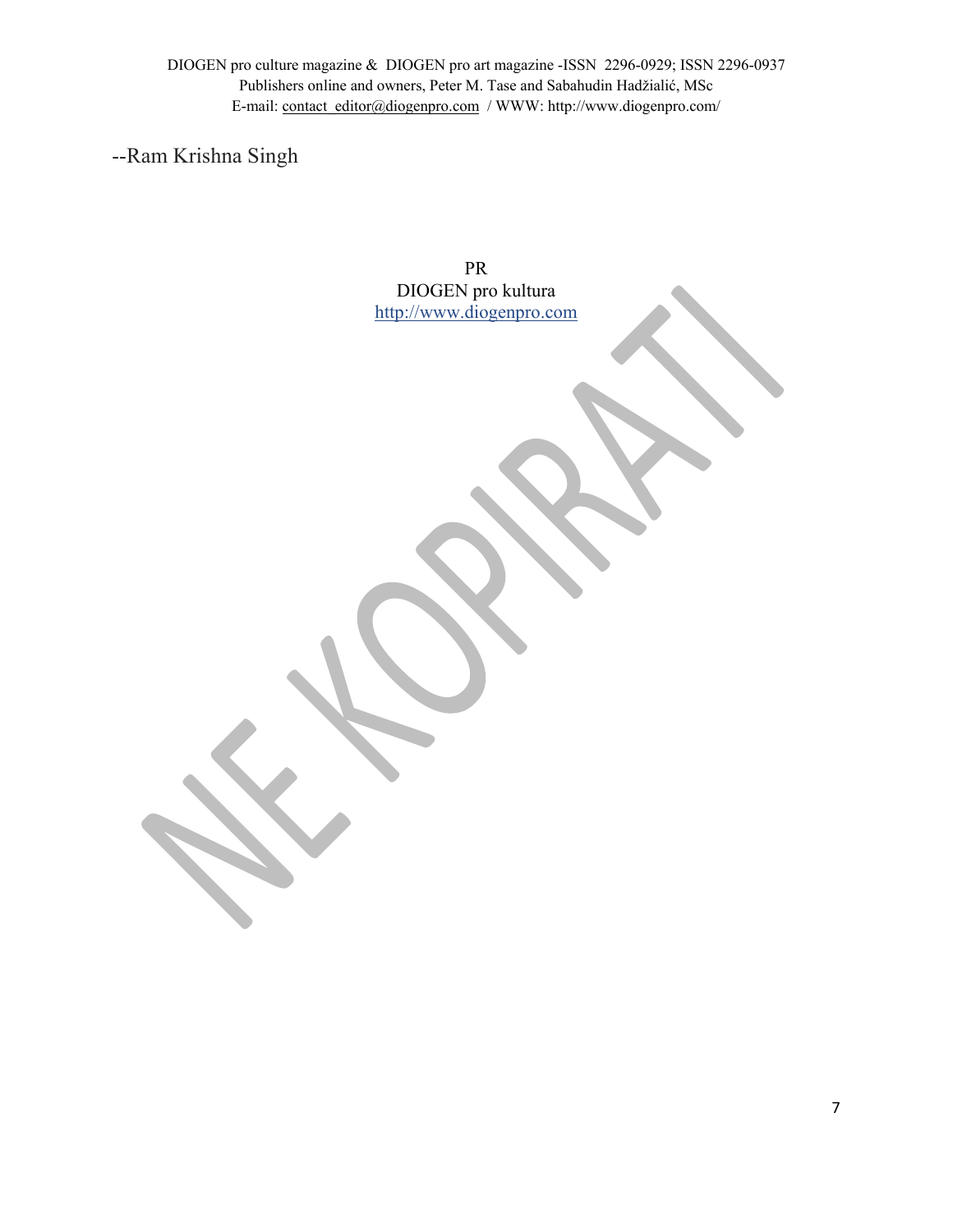--Ram Krishna Singh

PR
DIOGEN pro kultura
http://www.diogenpro.com